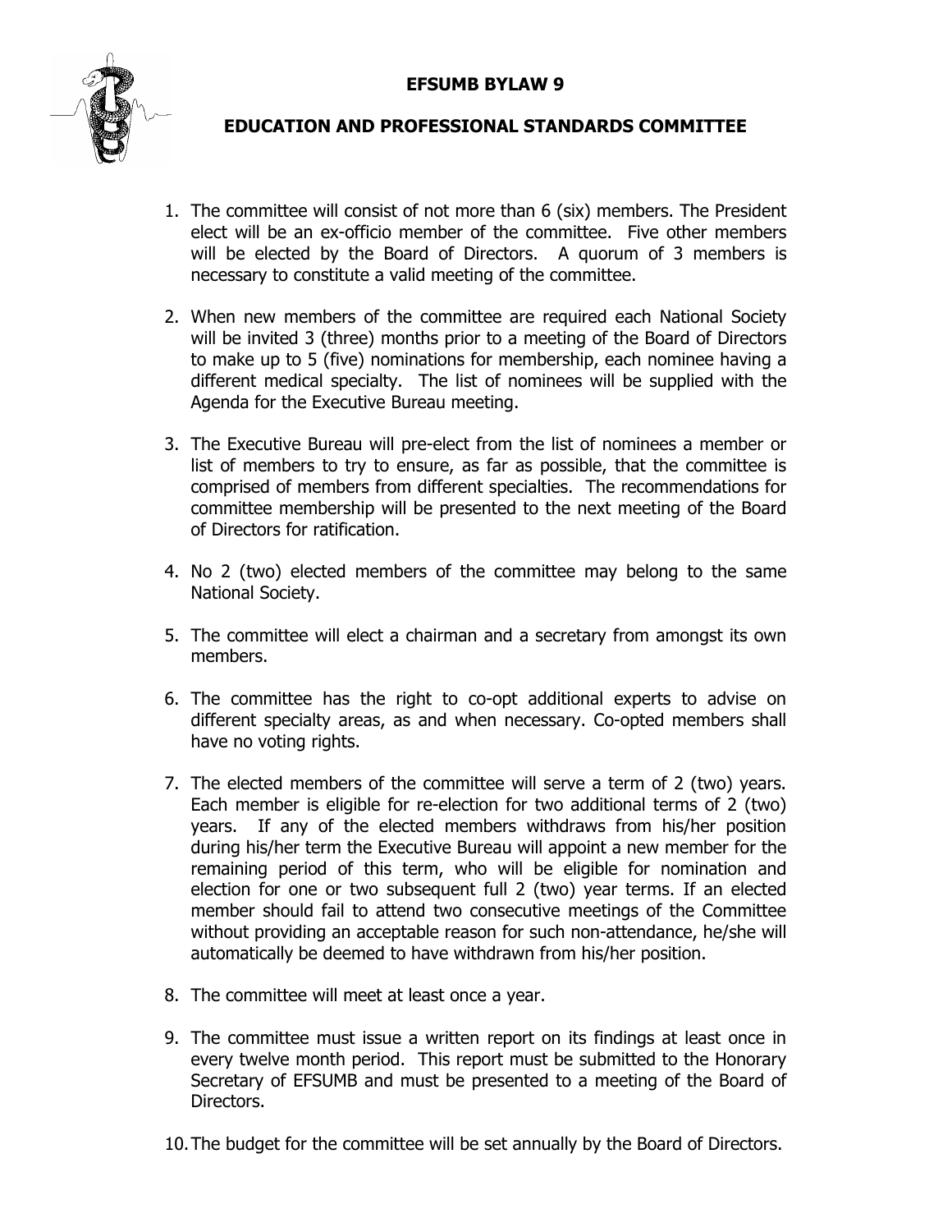# EFSUMB BYLAW 9

## EDUCATION AND PROFESSIONAL STANDARDS COMMITTEE

1. The committee will consist of not more than 6 (six) members. The President elect will be an ex-officio member of the committee. Five other members will be elected by the Board of Directors. A quorum of 3 members is necessary to constitute a valid meeting of the committee.

2. When new members of the committee are required each National Society will be invited 3 (three) months prior to a meeting of the Board of Directors to make up to 5 (five) nominations for membership, each nominee having a different medical specialty. The list of nominees will be supplied with the Agenda for the Executive Bureau meeting.

3. The Executive Bureau will pre-elect from the list of nominees a member or list of members to try to ensure, as far as possible, that the committee is comprised of members from different specialties. The recommendations for committee membership will be presented to the next meeting of the Board of Directors for ratification.

4. No 2 (two) elected members of the committee may belong to the same National Society.

5. The committee will elect a chairman and a secretary from amongst its own members.

6. The committee has the right to co-opt additional experts to advise on different specialty areas, as and when necessary. Co-opted members shall have no voting rights.

7. The elected members of the committee will serve a term of 2 (two) years. Each member is eligible for re-election for two additional terms of 2 (two) years. If any of the elected members withdraws from his/her position during his/her term the Executive Bureau will appoint a new member for the remaining period of this term, who will be eligible for nomination and election for one or two subsequent full 2 (two) year terms. If an elected member should fail to attend two consecutive meetings of the Committee without providing an acceptable reason for such non-attendance, he/she will automatically be deemed to have withdrawn from his/her position.

8. The committee will meet at least once a year.

9. The committee must issue a written report on its findings at least once in every twelve month period. This report must be submitted to the Honorary Secretary of EFSUMB and must be presented to a meeting of the Board of Directors.

10. The budget for the committee will be set annually by the Board of Directors.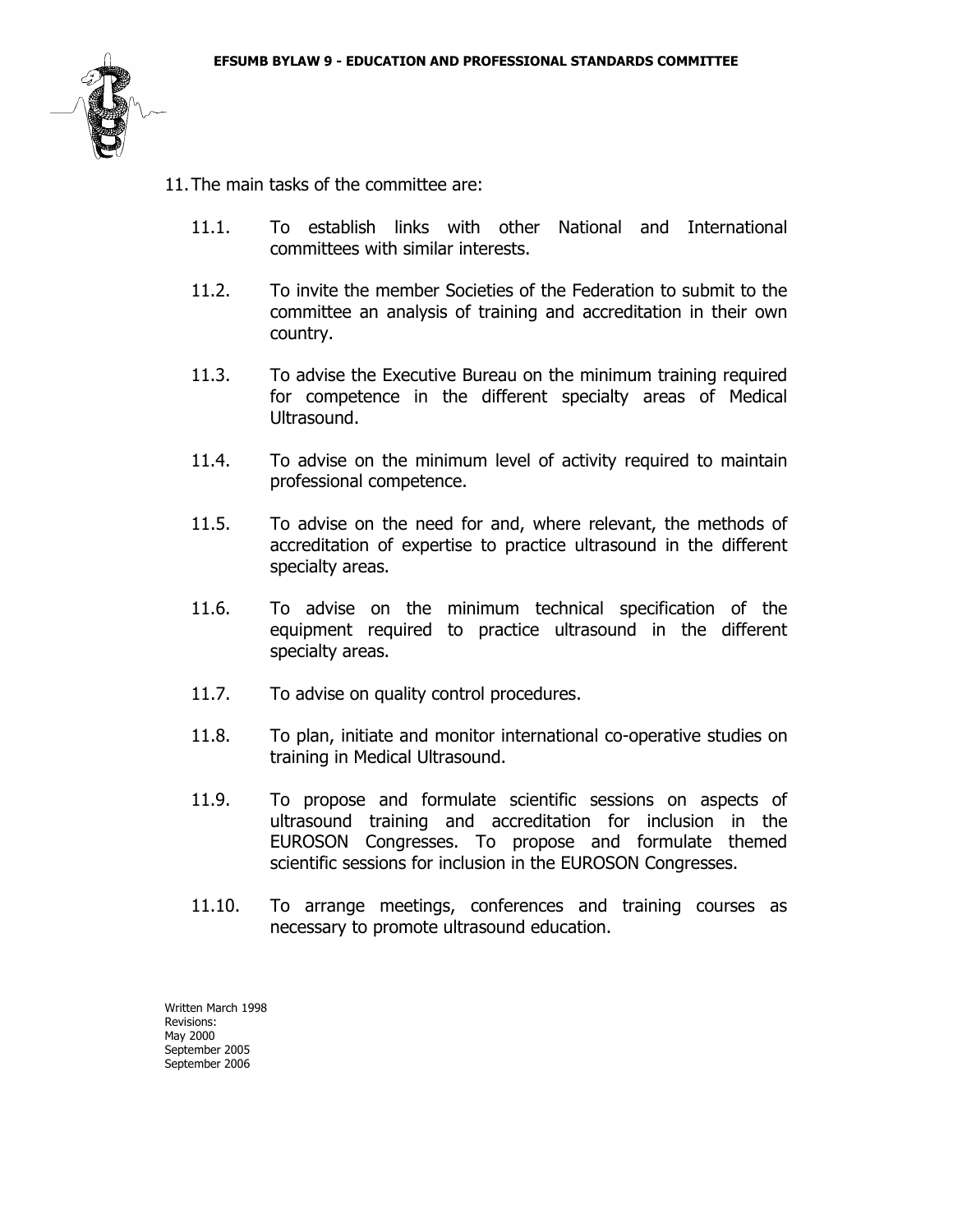11. The main tasks of the committee are:

    11.1. To establish links with other National and International committees with similar interests.

    11.2. To invite the member Societies of the Federation to submit to the committee an analysis of training and accreditation in their own country.

    11.3. To advise the Executive Bureau on the minimum training required for competence in the different specialty areas of Medical Ultrasound.

    11.4. To advise on the minimum level of activity required to maintain professional competence.

    11.5. To advise on the need for and, where relevant, the methods of accreditation of expertise to practice ultrasound in the different specialty areas.

    11.6. To advise on the minimum technical specification of the equipment required to practice ultrasound in the different specialty areas.

    11.7. To advise on quality control procedures.

    11.8. To plan, initiate and monitor international co-operative studies on training in Medical Ultrasound.

    11.9. To propose and formulate scientific sessions on aspects of ultrasound training and accreditation for inclusion in the EUROSON Congresses. To propose and formulate themed scientific sessions for inclusion in the EUROSON Congresses.

    11.10. To arrange meetings, conferences and training courses as necessary to promote ultrasound education.

Written March 1998
Revisions:
May 2000
September 2005
September 2006